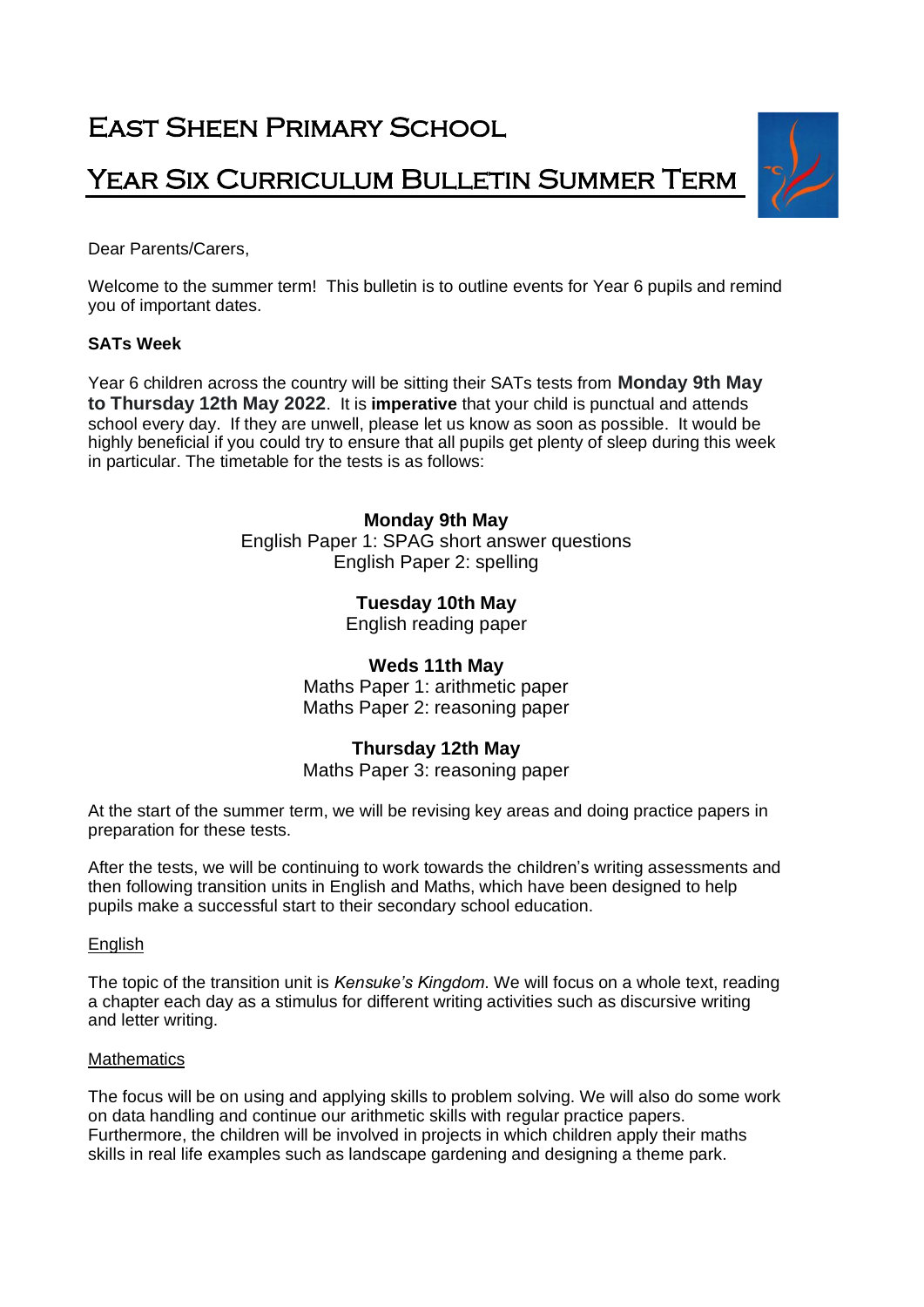# East Sheen Primary School

## Year Six Curriculum Bulletin Summer Term

Dear Parents/Carers,

Welcome to the summer term! This bulletin is to outline events for Year 6 pupils and remind you of important dates.

**SATs Week**

Year 6 children across the country will be sitting their SATs tests from **Monday 9th May to Thursday 12th May 2022**. It is **imperative** that your child is punctual and attends school every day. If they are unwell, please let us know as soon as possible. It would be highly beneficial if you could try to ensure that all pupils get plenty of sleep during this week in particular. The timetable for the tests is as follows:

**Monday 9th May**
English Paper 1: SPAG short answer questions
English Paper 2: spelling

**Tuesday 10th May**
English reading paper

**Weds 11th May**
Maths Paper 1: arithmetic paper
Maths Paper 2: reasoning paper

**Thursday 12th May**
Maths Paper 3: reasoning paper

At the start of the summer term, we will be revising key areas and doing practice papers in preparation for these tests.

After the tests, we will be continuing to work towards the children's writing assessments and then following transition units in English and Maths, which have been designed to help pupils make a successful start to their secondary school education.

English

The topic of the transition unit is *Kensuke's Kingdom*. We will focus on a whole text, reading a chapter each day as a stimulus for different writing activities such as discursive writing and letter writing.

Mathematics

The focus will be on using and applying skills to problem solving. We will also do some work on data handling and continue our arithmetic skills with regular practice papers. Furthermore, the children will be involved in projects in which children apply their maths skills in real life examples such as landscape gardening and designing a theme park.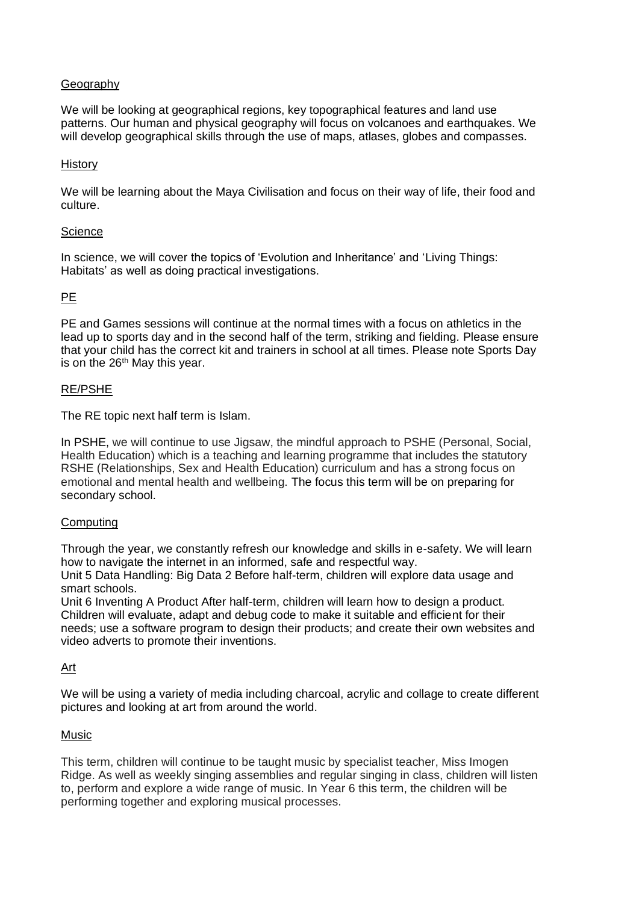## Geography

We will be looking at geographical regions, key topographical features and land use patterns. Our human and physical geography will focus on volcanoes and earthquakes. We will develop geographical skills through the use of maps, atlases, globes and compasses.

## History

We will be learning about the Maya Civilisation and focus on their way of life, their food and culture.

## Science

In science, we will cover the topics of 'Evolution and Inheritance' and 'Living Things: Habitats' as well as doing practical investigations.

## PE

PE and Games sessions will continue at the normal times with a focus on athletics in the lead up to sports day and in the second half of the term, striking and fielding. Please ensure that your child has the correct kit and trainers in school at all times. Please note Sports Day is on the 26th May this year.

## RE/PSHE

The RE topic next half term is Islam.

In PSHE, we will continue to use Jigsaw, the mindful approach to PSHE (Personal, Social, Health Education) which is a teaching and learning programme that includes the statutory RSHE (Relationships, Sex and Health Education) curriculum and has a strong focus on emotional and mental health and wellbeing. The focus this term will be on preparing for secondary school.

## Computing

Through the year, we constantly refresh our knowledge and skills in e-safety. We will learn how to navigate the internet in an informed, safe and respectful way.

Unit 5 Data Handling: Big Data 2 Before half-term, children will explore data usage and smart schools.

Unit 6 Inventing A Product After half-term, children will learn how to design a product. Children will evaluate, adapt and debug code to make it suitable and efficient for their needs; use a software program to design their products; and create their own websites and video adverts to promote their inventions.

## Art

We will be using a variety of media including charcoal, acrylic and collage to create different pictures and looking at art from around the world.

## Music

This term, children will continue to be taught music by specialist teacher, Miss Imogen Ridge. As well as weekly singing assemblies and regular singing in class, children will listen to, perform and explore a wide range of music. In Year 6 this term, the children will be performing together and exploring musical processes.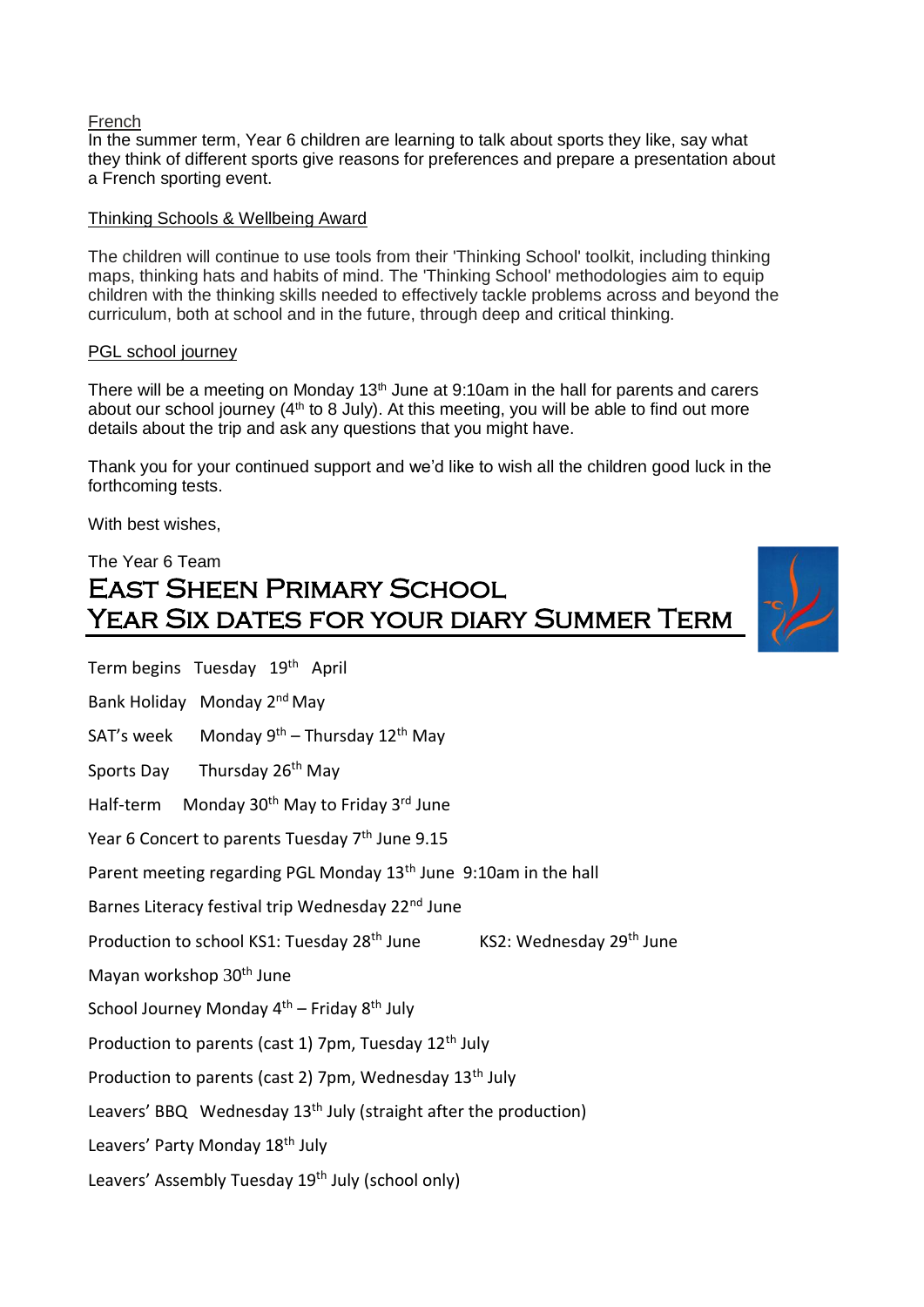French

In the summer term, Year 6 children are learning to talk about sports they like, say what they think of different sports give reasons for preferences and prepare a presentation about a French sporting event.

Thinking Schools & Wellbeing Award

The children will continue to use tools from their 'Thinking School' toolkit, including thinking maps, thinking hats and habits of mind. The 'Thinking School' methodologies aim to equip children with the thinking skills needed to effectively tackle problems across and beyond the curriculum, both at school and in the future, through deep and critical thinking.

PGL school journey

There will be a meeting on Monday 13th June at 9:10am in the hall for parents and carers about our school journey (4th to 8 July). At this meeting, you will be able to find out more details about the trip and ask any questions that you might have.

Thank you for your continued support and we'd like to wish all the children good luck in the forthcoming tests.

With best wishes,

The Year 6 Team

# East Sheen Primary School
## Year Six dates for your diary Summer Term

Term begins Tuesday 19th April

Bank Holiday Monday 2nd May

SAT's week Monday 9th – Thursday 12th May

Sports Day Thursday 26th May

Half-term Monday 30th May to Friday 3rd June

Year 6 Concert to parents Tuesday 7th June 9.15

Parent meeting regarding PGL Monday 13th June 9:10am in the hall

Barnes Literacy festival trip Wednesday 22nd June

Production to school KS1: Tuesday 28th June KS2: Wednesday 29th June

Mayan workshop 30th June

School Journey Monday 4th – Friday 8th July

Production to parents (cast 1) 7pm, Tuesday 12th July

Production to parents (cast 2) 7pm, Wednesday 13th July

Leavers' BBQ Wednesday 13th July (straight after the production)

Leavers' Party Monday 18th July

Leavers' Assembly Tuesday 19th July (school only)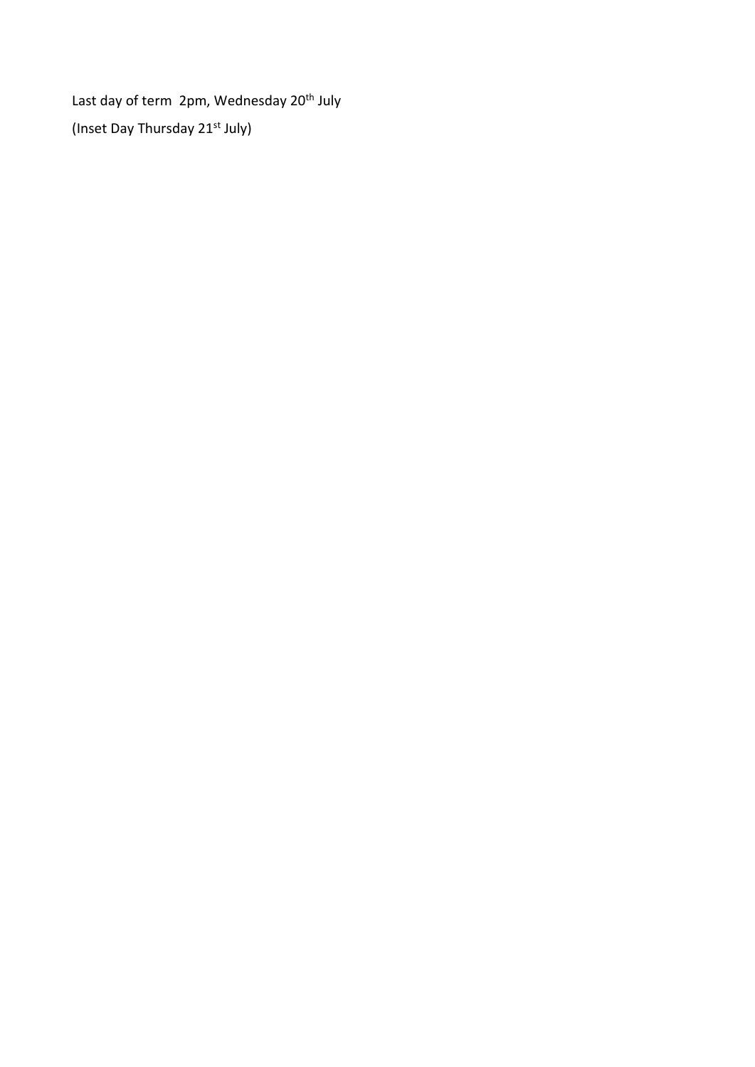Last day of term 2pm, Wednesday 20th July

(Inset Day Thursday 21st July)